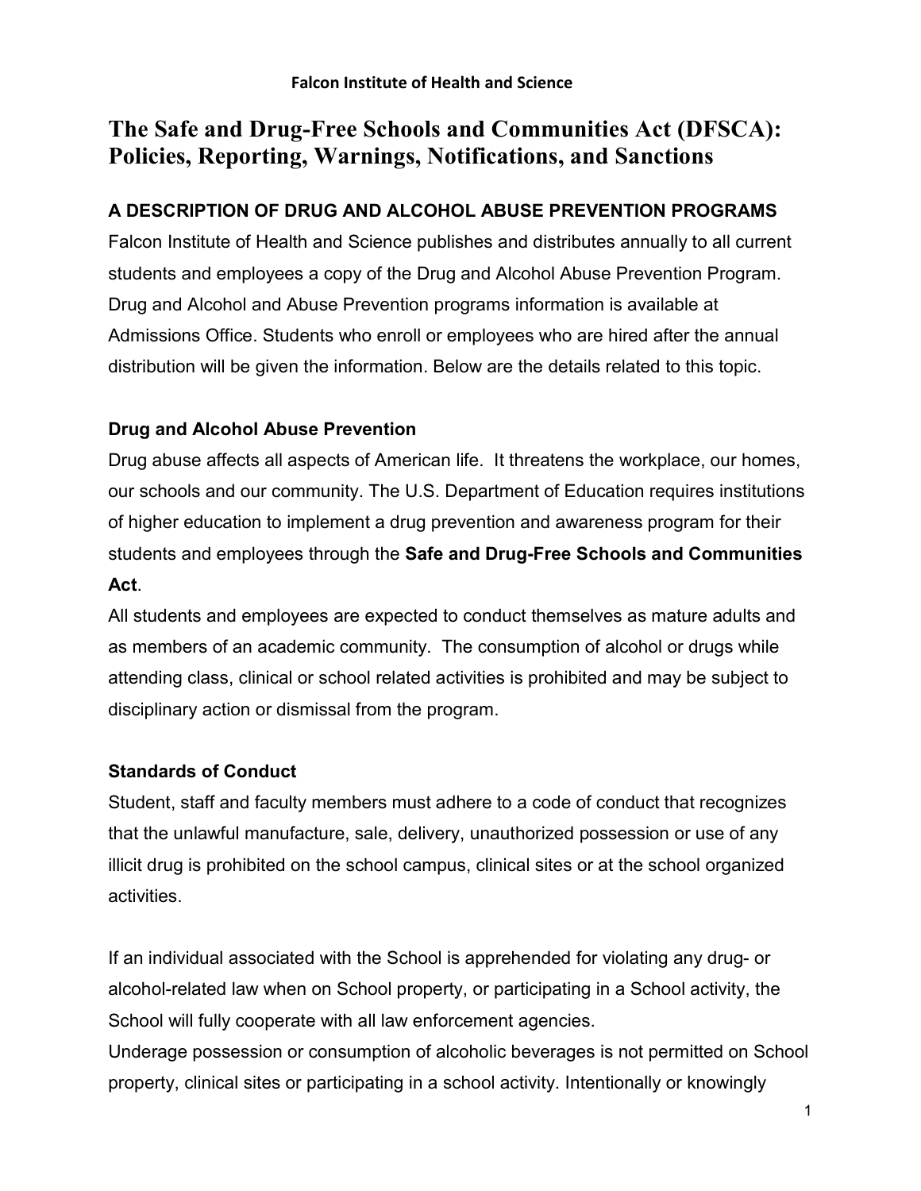Falcon Institute of Health and Science

# The Safe and Drug-Free Schools and Communities Act (DFSCA): Policies, Reporting, Warnings, Notifications, and Sanctions

## A DESCRIPTION OF DRUG AND ALCOHOL ABUSE PREVENTION PROGRAMS

Falcon Institute of Health and Science publishes and distributes annually to all current students and employees a copy of the Drug and Alcohol Abuse Prevention Program. Drug and Alcohol and Abuse Prevention programs information is available at Admissions Office. Students who enroll or employees who are hired after the annual distribution will be given the information. Below are the details related to this topic.

### Drug and Alcohol Abuse Prevention

Drug abuse affects all aspects of American life. It threatens the workplace, our homes, our schools and our community. The U.S. Department of Education requires institutions of higher education to implement a drug prevention and awareness program for their students and employees through the **Safe and Drug-Free Schools and Communities Act**.

All students and employees are expected to conduct themselves as mature adults and as members of an academic community. The consumption of alcohol or drugs while attending class, clinical or school related activities is prohibited and may be subject to disciplinary action or dismissal from the program.

### Standards of Conduct

Student, staff and faculty members must adhere to a code of conduct that recognizes that the unlawful manufacture, sale, delivery, unauthorized possession or use of any illicit drug is prohibited on the school campus, clinical sites or at the school organized activities.

If an individual associated with the School is apprehended for violating any drug- or alcohol-related law when on School property, or participating in a School activity, the School will fully cooperate with all law enforcement agencies.

Underage possession or consumption of alcoholic beverages is not permitted on School property, clinical sites or participating in a school activity. Intentionally or knowingly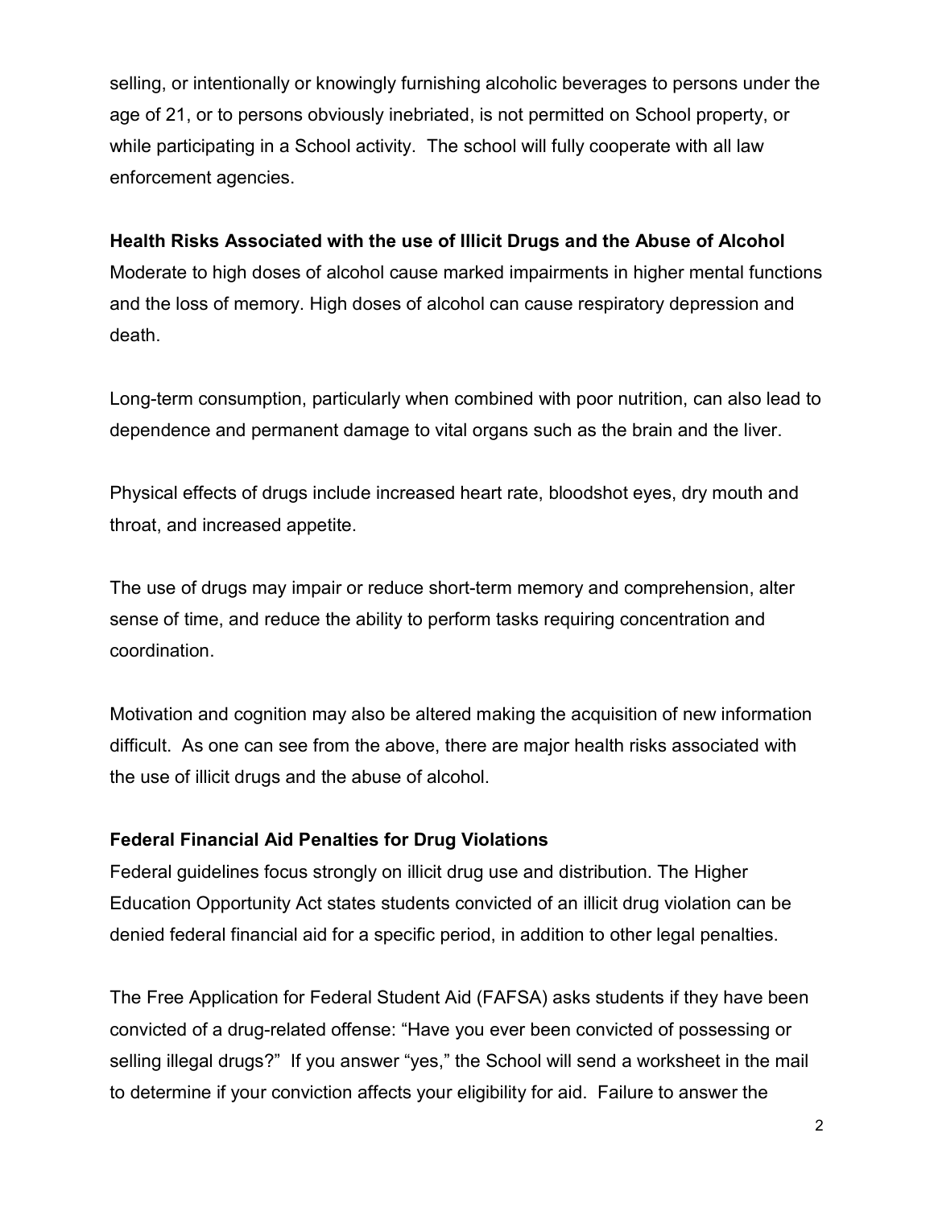selling, or intentionally or knowingly furnishing alcoholic beverages to persons under the age of 21, or to persons obviously inebriated, is not permitted on School property, or while participating in a School activity. The school will fully cooperate with all law enforcement agencies.

**Health Risks Associated with the use of Illicit Drugs and the Abuse of Alcohol**

Moderate to high doses of alcohol cause marked impairments in higher mental functions and the loss of memory. High doses of alcohol can cause respiratory depression and death.

Long-term consumption, particularly when combined with poor nutrition, can also lead to dependence and permanent damage to vital organs such as the brain and the liver.

Physical effects of drugs include increased heart rate, bloodshot eyes, dry mouth and throat, and increased appetite.

The use of drugs may impair or reduce short-term memory and comprehension, alter sense of time, and reduce the ability to perform tasks requiring concentration and coordination.

Motivation and cognition may also be altered making the acquisition of new information difficult. As one can see from the above, there are major health risks associated with the use of illicit drugs and the abuse of alcohol.

**Federal Financial Aid Penalties for Drug Violations**

Federal guidelines focus strongly on illicit drug use and distribution. The Higher Education Opportunity Act states students convicted of an illicit drug violation can be denied federal financial aid for a specific period, in addition to other legal penalties.

The Free Application for Federal Student Aid (FAFSA) asks students if they have been convicted of a drug-related offense: "Have you ever been convicted of possessing or selling illegal drugs?" If you answer "yes," the School will send a worksheet in the mail to determine if your conviction affects your eligibility for aid. Failure to answer the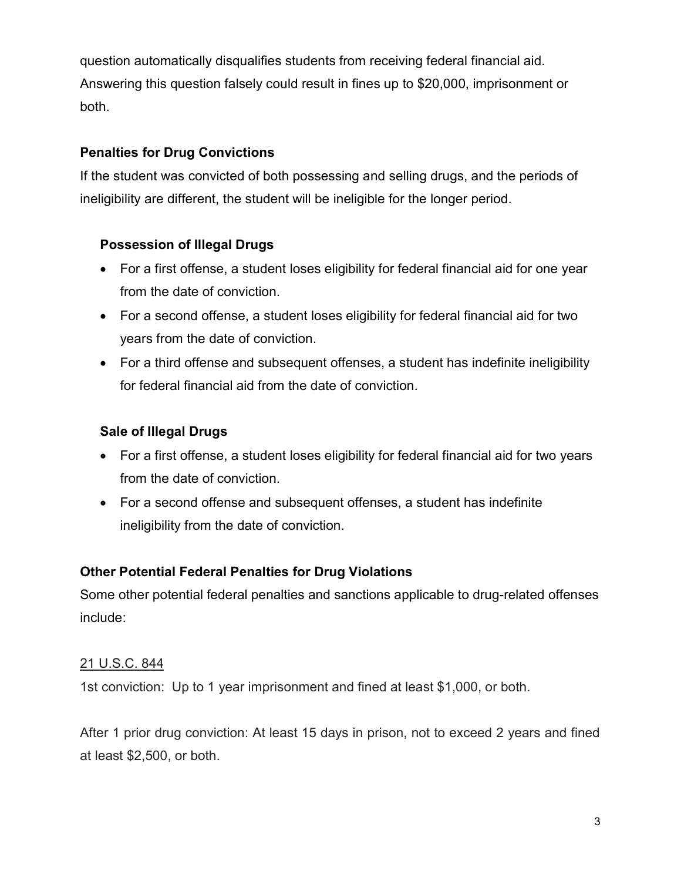question automatically disqualifies students from receiving federal financial aid. Answering this question falsely could result in fines up to $20,000, imprisonment or both.

### Penalties for Drug Convictions

If the student was convicted of both possessing and selling drugs, and the periods of ineligibility are different, the student will be ineligible for the longer period.

#### Possession of Illegal Drugs

- For a first offense, a student loses eligibility for federal financial aid for one year from the date of conviction.
- For a second offense, a student loses eligibility for federal financial aid for two years from the date of conviction.
- For a third offense and subsequent offenses, a student has indefinite ineligibility for federal financial aid from the date of conviction.

#### Sale of Illegal Drugs

- For a first offense, a student loses eligibility for federal financial aid for two years from the date of conviction.
- For a second offense and subsequent offenses, a student has indefinite ineligibility from the date of conviction.

### Other Potential Federal Penalties for Drug Violations

Some other potential federal penalties and sanctions applicable to drug-related offenses include:

<u>21 U.S.C. 844</u>

1st conviction: Up to 1 year imprisonment and fined at least $1,000, or both.

After 1 prior drug conviction: At least 15 days in prison, not to exceed 2 years and fined at least $2,500, or both.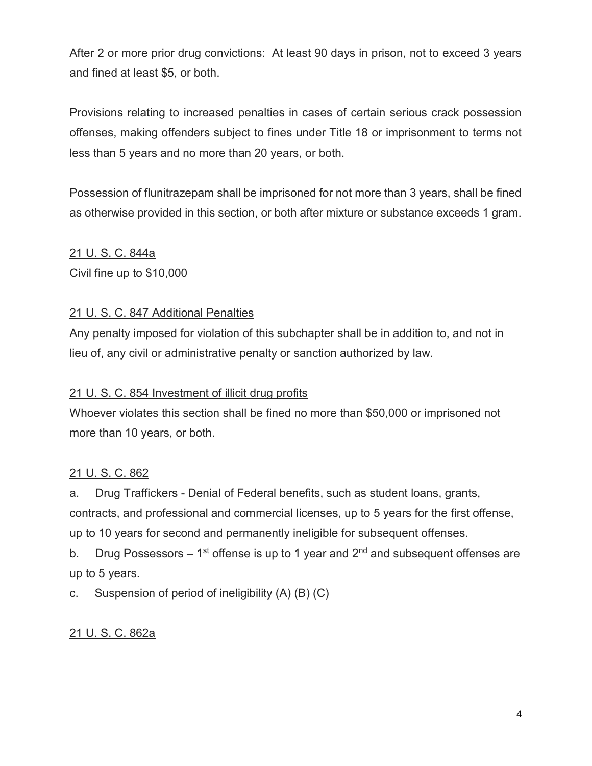After 2 or more prior drug convictions: At least 90 days in prison, not to exceed 3 years and fined at least $5, or both.

Provisions relating to increased penalties in cases of certain serious crack possession offenses, making offenders subject to fines under Title 18 or imprisonment to terms not less than 5 years and no more than 20 years, or both.

Possession of flunitrazepam shall be imprisoned for not more than 3 years, shall be fined as otherwise provided in this section, or both after mixture or substance exceeds 1 gram.

<u>21 U. S. C. 844a</u>
Civil fine up to $10,000

<u>21 U. S. C. 847 Additional Penalties</u>
Any penalty imposed for violation of this subchapter shall be in addition to, and not in lieu of, any civil or administrative penalty or sanction authorized by law.

<u>21 U. S. C. 854 Investment of illicit drug profits</u>
Whoever violates this section shall be fined no more than $50,000 or imprisoned not more than 10 years, or both.

<u>21 U. S. C. 862</u>

a. Drug Traffickers - Denial of Federal benefits, such as student loans, grants, contracts, and professional and commercial licenses, up to 5 years for the first offense, up to 10 years for second and permanently ineligible for subsequent offenses.

b. Drug Possessors – 1st offense is up to 1 year and 2nd and subsequent offenses are up to 5 years.

c. Suspension of period of ineligibility (A) (B) (C)

<u>21 U. S. C. 862a</u>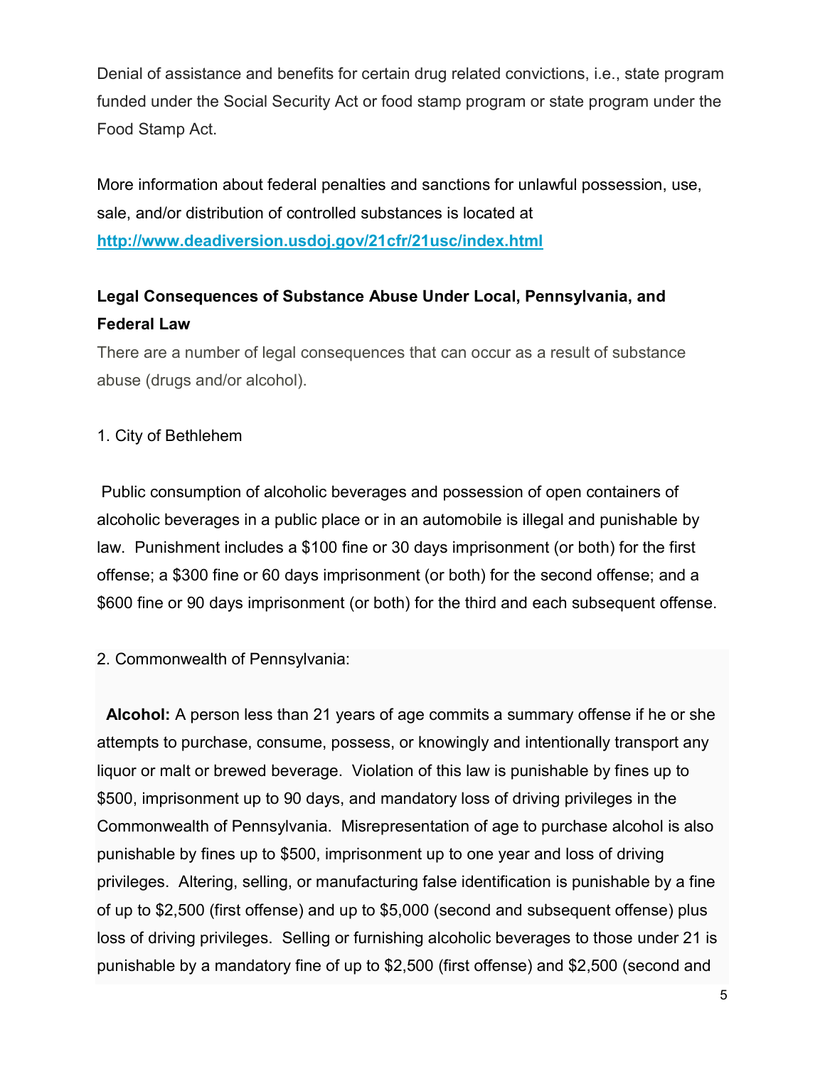Denial of assistance and benefits for certain drug related convictions, i.e., state program funded under the Social Security Act or food stamp program or state program under the Food Stamp Act.

More information about federal penalties and sanctions for unlawful possession, use, sale, and/or distribution of controlled substances is located at **http://www.deadiversion.usdoj.gov/21cfr/21usc/index.html**

**Legal Consequences of Substance Abuse Under Local, Pennsylvania, and Federal Law**

There are a number of legal consequences that can occur as a result of substance abuse (drugs and/or alcohol).

1. City of Bethlehem

Public consumption of alcoholic beverages and possession of open containers of alcoholic beverages in a public place or in an automobile is illegal and punishable by law. Punishment includes a $100 fine or 30 days imprisonment (or both) for the first offense; a $300 fine or 60 days imprisonment (or both) for the second offense; and a $600 fine or 90 days imprisonment (or both) for the third and each subsequent offense.

2. Commonwealth of Pennsylvania:

**Alcohol:** A person less than 21 years of age commits a summary offense if he or she attempts to purchase, consume, possess, or knowingly and intentionally transport any liquor or malt or brewed beverage. Violation of this law is punishable by fines up to $500, imprisonment up to 90 days, and mandatory loss of driving privileges in the Commonwealth of Pennsylvania. Misrepresentation of age to purchase alcohol is also punishable by fines up to $500, imprisonment up to one year and loss of driving privileges. Altering, selling, or manufacturing false identification is punishable by a fine of up to $2,500 (first offense) and up to $5,000 (second and subsequent offense) plus loss of driving privileges. Selling or furnishing alcoholic beverages to those under 21 is punishable by a mandatory fine of up to $2,500 (first offense) and $2,500 (second and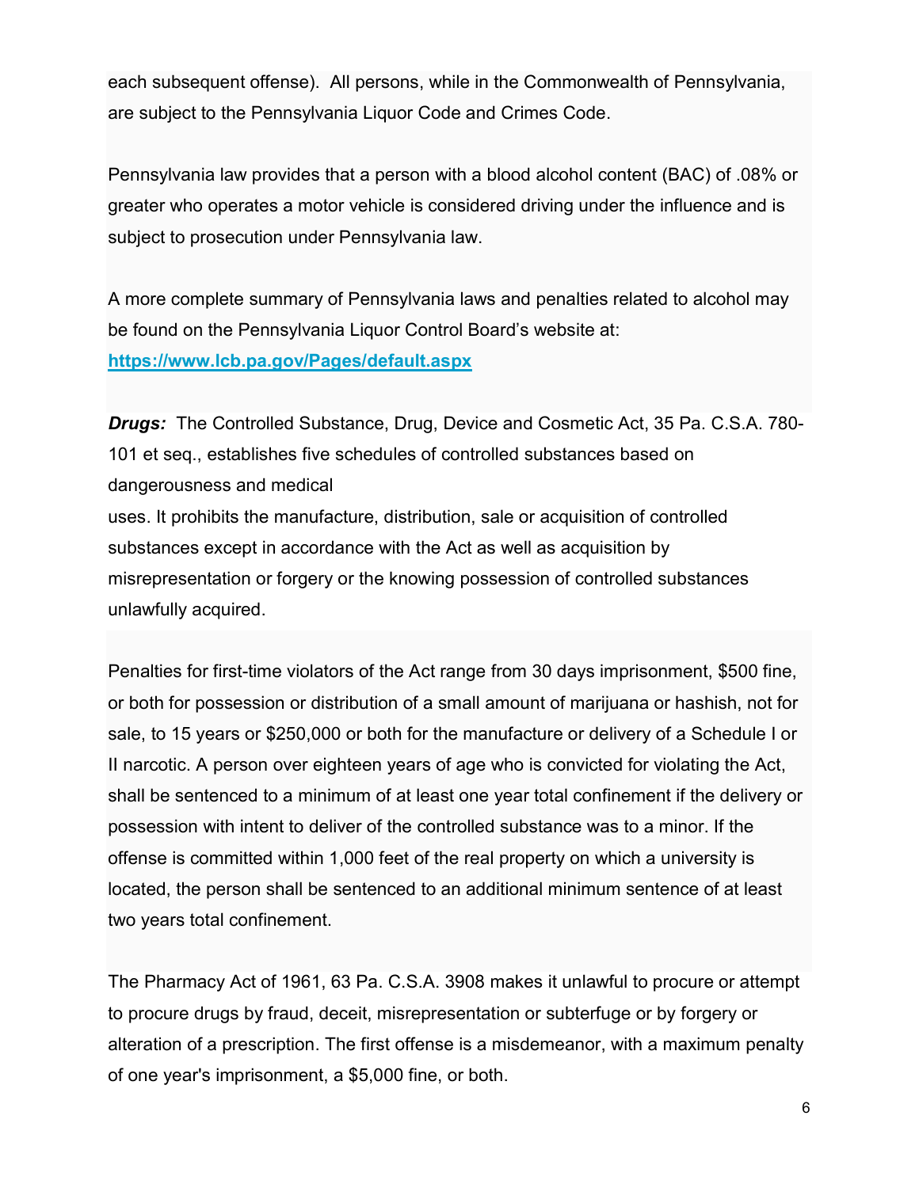each subsequent offense). All persons, while in the Commonwealth of Pennsylvania, are subject to the Pennsylvania Liquor Code and Crimes Code.

Pennsylvania law provides that a person with a blood alcohol content (BAC) of .08% or greater who operates a motor vehicle is considered driving under the influence and is subject to prosecution under Pennsylvania law.

A more complete summary of Pennsylvania laws and penalties related to alcohol may be found on the Pennsylvania Liquor Control Board's website at: **https://www.lcb.pa.gov/Pages/default.aspx**

***Drugs:*** The Controlled Substance, Drug, Device and Cosmetic Act, 35 Pa. C.S.A. 780-101 et seq., establishes five schedules of controlled substances based on dangerousness and medical uses. It prohibits the manufacture, distribution, sale or acquisition of controlled substances except in accordance with the Act as well as acquisition by misrepresentation or forgery or the knowing possession of controlled substances unlawfully acquired.

Penalties for first-time violators of the Act range from 30 days imprisonment, $500 fine, or both for possession or distribution of a small amount of marijuana or hashish, not for sale, to 15 years or $250,000 or both for the manufacture or delivery of a Schedule I or II narcotic. A person over eighteen years of age who is convicted for violating the Act, shall be sentenced to a minimum of at least one year total confinement if the delivery or possession with intent to deliver of the controlled substance was to a minor. If the offense is committed within 1,000 feet of the real property on which a university is located, the person shall be sentenced to an additional minimum sentence of at least two years total confinement.

The Pharmacy Act of 1961, 63 Pa. C.S.A. 3908 makes it unlawful to procure or attempt to procure drugs by fraud, deceit, misrepresentation or subterfuge or by forgery or alteration of a prescription. The first offense is a misdemeanor, with a maximum penalty of one year's imprisonment, a $5,000 fine, or both.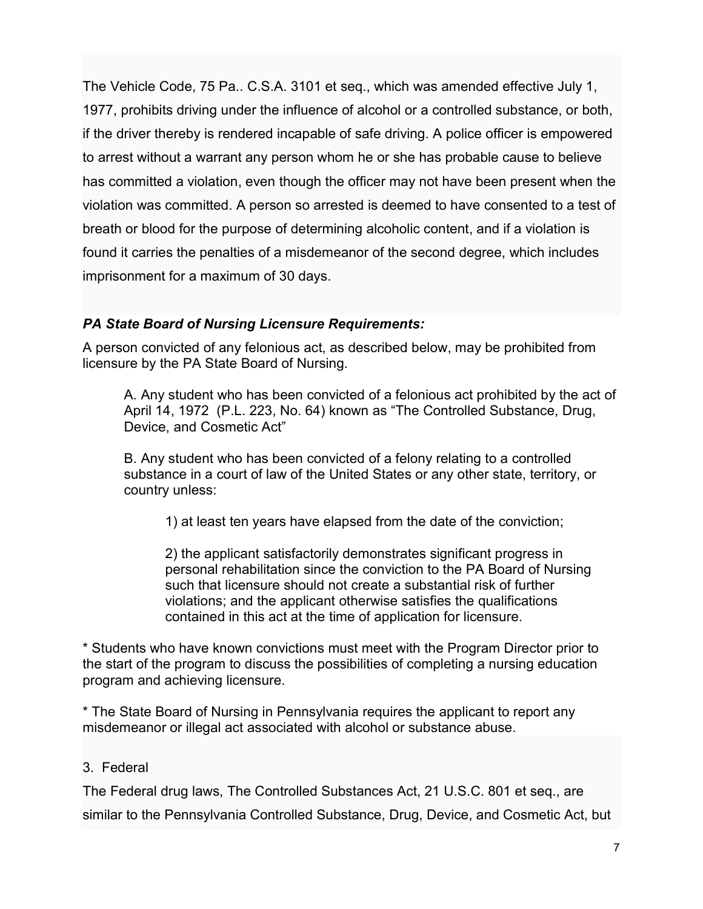The Vehicle Code, 75 Pa.. C.S.A. 3101 et seq., which was amended effective July 1, 1977, prohibits driving under the influence of alcohol or a controlled substance, or both, if the driver thereby is rendered incapable of safe driving. A police officer is empowered to arrest without a warrant any person whom he or she has probable cause to believe has committed a violation, even though the officer may not have been present when the violation was committed. A person so arrested is deemed to have consented to a test of breath or blood for the purpose of determining alcoholic content, and if a violation is found it carries the penalties of a misdemeanor of the second degree, which includes imprisonment for a maximum of 30 days.

***PA State Board of Nursing Licensure Requirements:***

A person convicted of any felonious act, as described below, may be prohibited from licensure by the PA State Board of Nursing.

> A. Any student who has been convicted of a felonious act prohibited by the act of April 14, 1972 (P.L. 223, No. 64) known as "The Controlled Substance, Drug, Device, and Cosmetic Act"
>
> B. Any student who has been convicted of a felony relating to a controlled substance in a court of law of the United States or any other state, territory, or country unless:
>
> > 1) at least ten years have elapsed from the date of the conviction;
> >
> > 2) the applicant satisfactorily demonstrates significant progress in personal rehabilitation since the conviction to the PA Board of Nursing such that licensure should not create a substantial risk of further violations; and the applicant otherwise satisfies the qualifications contained in this act at the time of application for licensure.

* Students who have known convictions must meet with the Program Director prior to the start of the program to discuss the possibilities of completing a nursing education program and achieving licensure.

* The State Board of Nursing in Pennsylvania requires the applicant to report any misdemeanor or illegal act associated with alcohol or substance abuse.

3. Federal

The Federal drug laws, The Controlled Substances Act, 21 U.S.C. 801 et seq., are similar to the Pennsylvania Controlled Substance, Drug, Device, and Cosmetic Act, but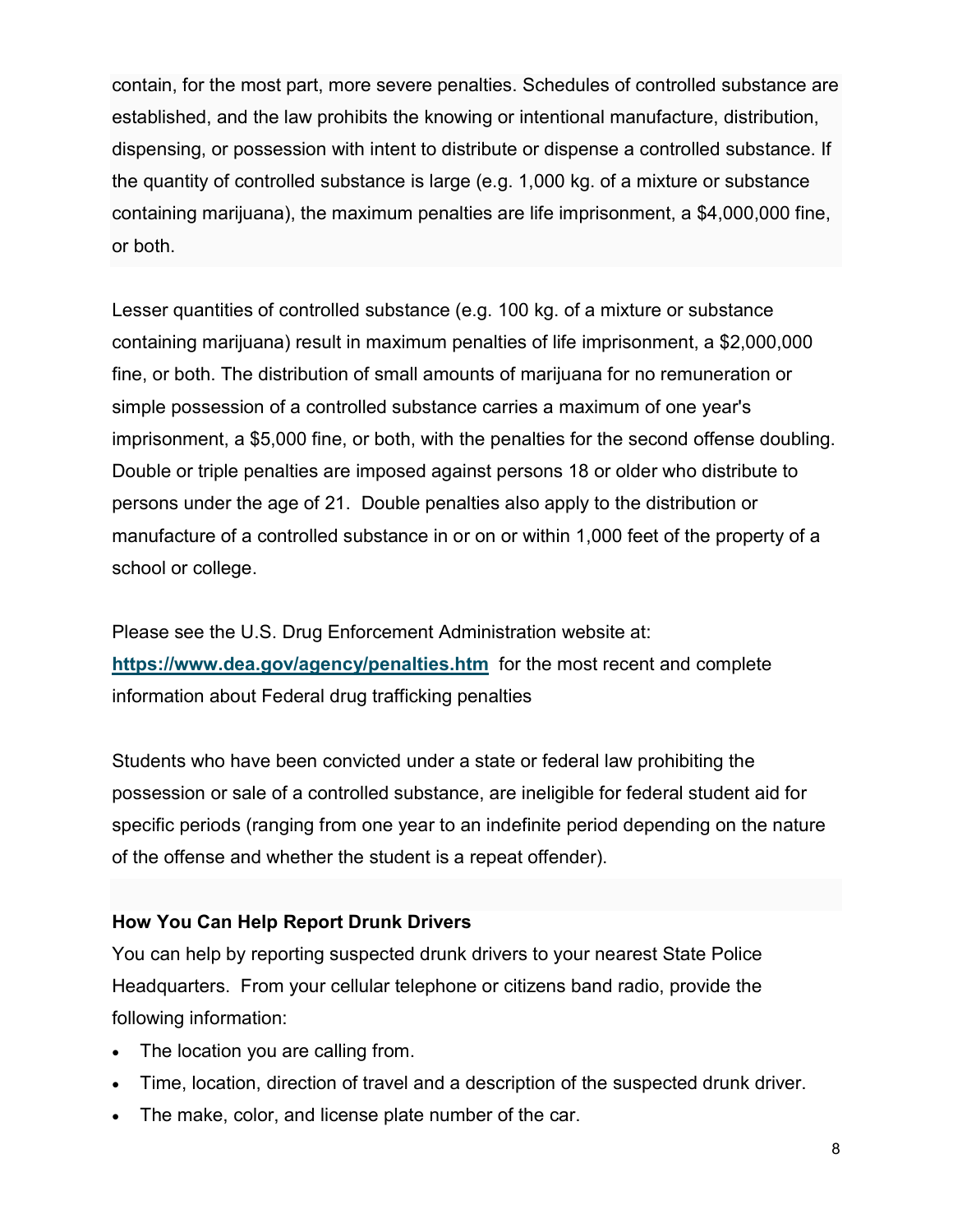contain, for the most part, more severe penalties. Schedules of controlled substance are established, and the law prohibits the knowing or intentional manufacture, distribution, dispensing, or possession with intent to distribute or dispense a controlled substance. If the quantity of controlled substance is large (e.g. 1,000 kg. of a mixture or substance containing marijuana), the maximum penalties are life imprisonment, a $4,000,000 fine, or both.

Lesser quantities of controlled substance (e.g. 100 kg. of a mixture or substance containing marijuana) result in maximum penalties of life imprisonment, a $2,000,000 fine, or both. The distribution of small amounts of marijuana for no remuneration or simple possession of a controlled substance carries a maximum of one year's imprisonment, a $5,000 fine, or both, with the penalties for the second offense doubling. Double or triple penalties are imposed against persons 18 or older who distribute to persons under the age of 21. Double penalties also apply to the distribution or manufacture of a controlled substance in or on or within 1,000 feet of the property of a school or college.

Please see the U.S. Drug Enforcement Administration website at: **[https://www.dea.gov/agency/penalties.htm](https://www.dea.gov/agency/penalties.htm)** for the most recent and complete information about Federal drug trafficking penalties

Students who have been convicted under a state or federal law prohibiting the possession or sale of a controlled substance, are ineligible for federal student aid for specific periods (ranging from one year to an indefinite period depending on the nature of the offense and whether the student is a repeat offender).

**How You Can Help Report Drunk Drivers**

You can help by reporting suspected drunk drivers to your nearest State Police Headquarters. From your cellular telephone or citizens band radio, provide the following information:

- The location you are calling from.
- Time, location, direction of travel and a description of the suspected drunk driver.
- The make, color, and license plate number of the car.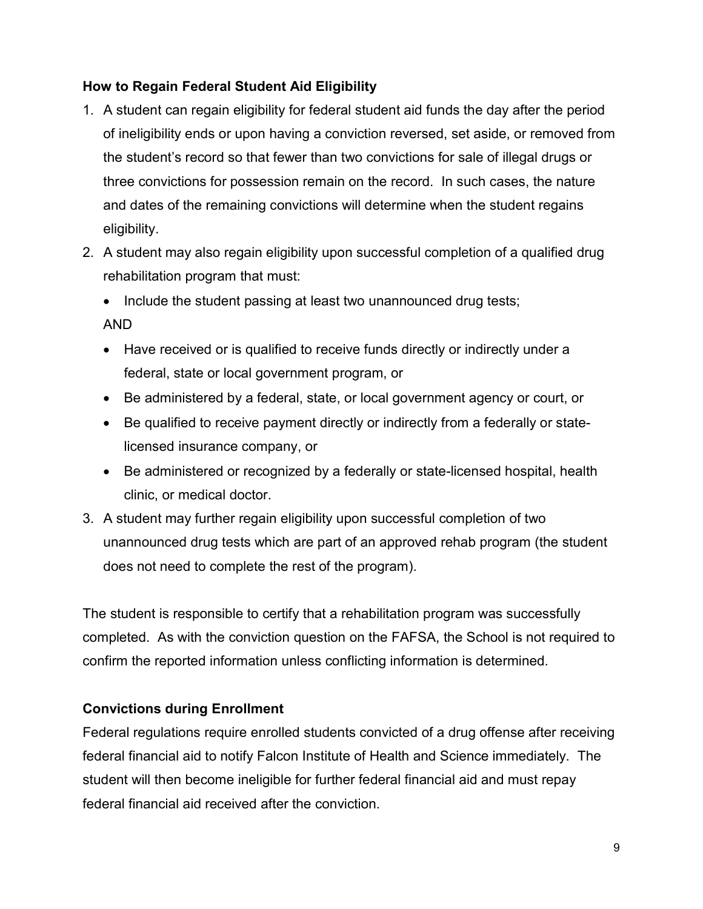**How to Regain Federal Student Aid Eligibility**

1. A student can regain eligibility for federal student aid funds the day after the period of ineligibility ends or upon having a conviction reversed, set aside, or removed from the student's record so that fewer than two convictions for sale of illegal drugs or three convictions for possession remain on the record. In such cases, the nature and dates of the remaining convictions will determine when the student regains eligibility.
2. A student may also regain eligibility upon successful completion of a qualified drug rehabilitation program that must:
   - Include the student passing at least two unannounced drug tests;

   AND

   - Have received or is qualified to receive funds directly or indirectly under a federal, state or local government program, or
   - Be administered by a federal, state, or local government agency or court, or
   - Be qualified to receive payment directly or indirectly from a federally or state-licensed insurance company, or
   - Be administered or recognized by a federally or state-licensed hospital, health clinic, or medical doctor.
3. A student may further regain eligibility upon successful completion of two unannounced drug tests which are part of an approved rehab program (the student does not need to complete the rest of the program).

The student is responsible to certify that a rehabilitation program was successfully completed. As with the conviction question on the FAFSA, the School is not required to confirm the reported information unless conflicting information is determined.

**Convictions during Enrollment**

Federal regulations require enrolled students convicted of a drug offense after receiving federal financial aid to notify Falcon Institute of Health and Science immediately. The student will then become ineligible for further federal financial aid and must repay federal financial aid received after the conviction.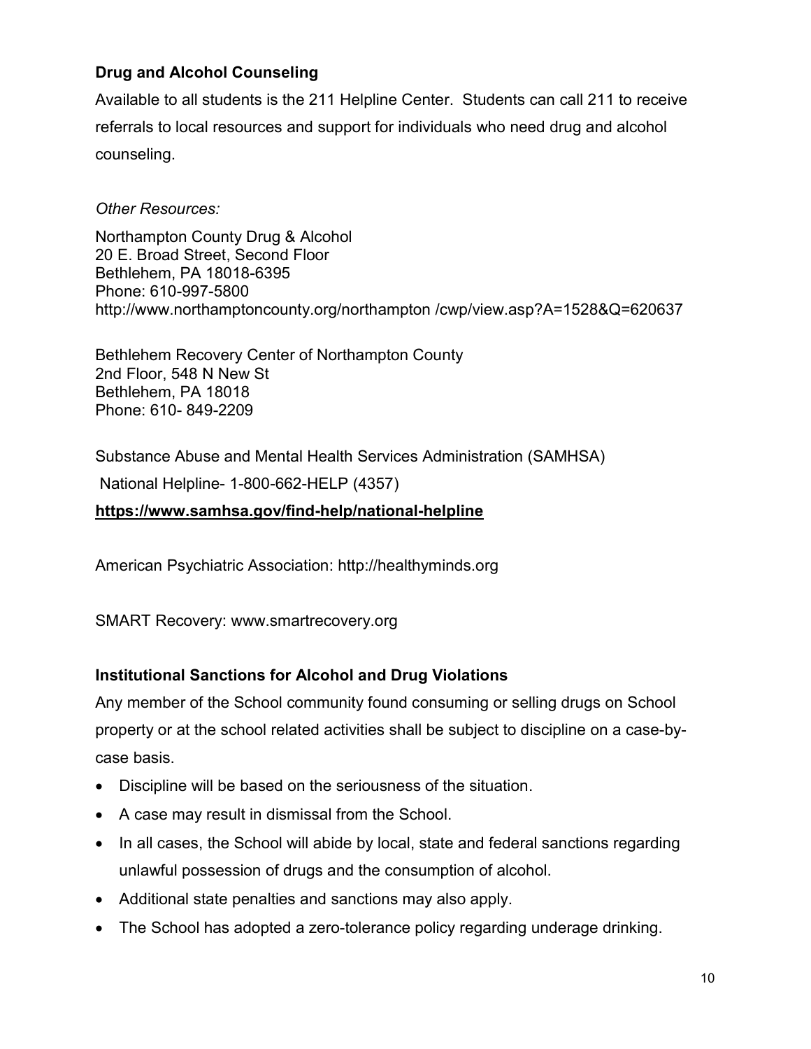**Drug and Alcohol Counseling**

Available to all students is the 211 Helpline Center. Students can call 211 to receive referrals to local resources and support for individuals who need drug and alcohol counseling.

*Other Resources:*

Northampton County Drug & Alcohol
20 E. Broad Street, Second Floor
Bethlehem, PA 18018-6395
Phone: 610-997-5800
http://www.northamptoncounty.org/northampton /cwp/view.asp?A=1528&Q=620637

Bethlehem Recovery Center of Northampton County
2nd Floor, 548 N New St
Bethlehem, PA 18018
Phone: 610- 849-2209

Substance Abuse and Mental Health Services Administration (SAMHSA)

National Helpline- 1-800-662-HELP (4357)

**https://www.samhsa.gov/find-help/national-helpline**

American Psychiatric Association: http://healthyminds.org

SMART Recovery: www.smartrecovery.org

**Institutional Sanctions for Alcohol and Drug Violations**

Any member of the School community found consuming or selling drugs on School property or at the school related activities shall be subject to discipline on a case-by-case basis.

- Discipline will be based on the seriousness of the situation.
- A case may result in dismissal from the School.
- In all cases, the School will abide by local, state and federal sanctions regarding unlawful possession of drugs and the consumption of alcohol.
- Additional state penalties and sanctions may also apply.
- The School has adopted a zero-tolerance policy regarding underage drinking.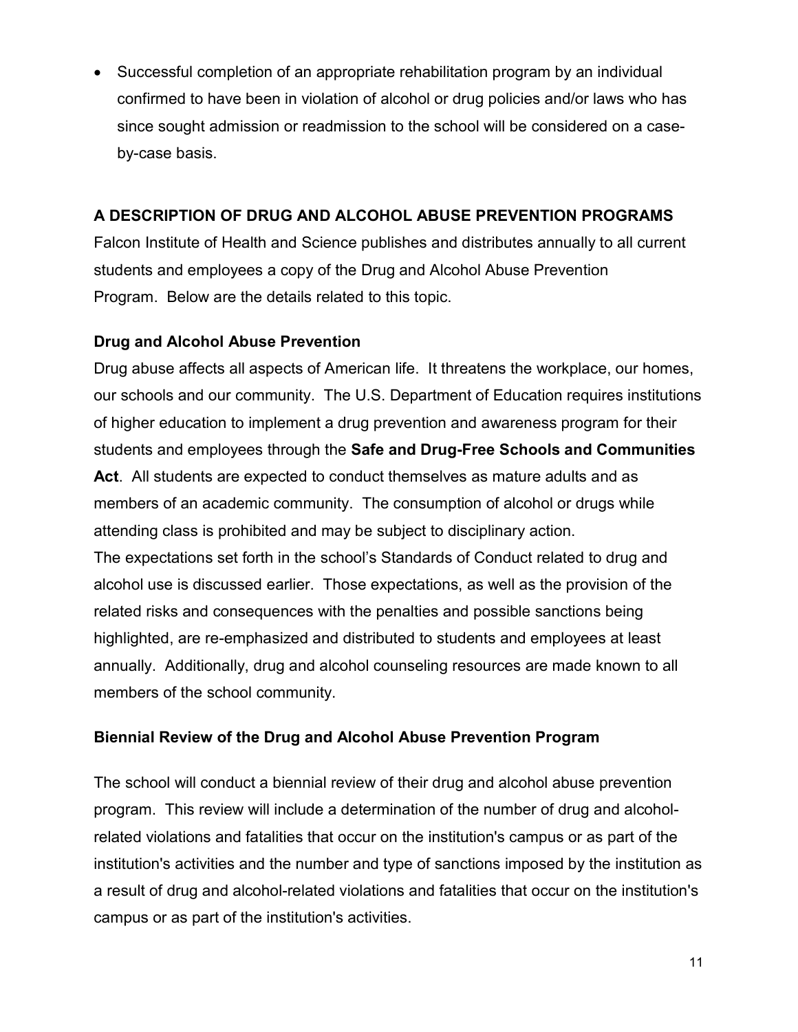- Successful completion of an appropriate rehabilitation program by an individual confirmed to have been in violation of alcohol or drug policies and/or laws who has since sought admission or readmission to the school will be considered on a case-by-case basis.

## A DESCRIPTION OF DRUG AND ALCOHOL ABUSE PREVENTION PROGRAMS

Falcon Institute of Health and Science publishes and distributes annually to all current students and employees a copy of the Drug and Alcohol Abuse Prevention Program. Below are the details related to this topic.

### Drug and Alcohol Abuse Prevention

Drug abuse affects all aspects of American life. It threatens the workplace, our homes, our schools and our community. The U.S. Department of Education requires institutions of higher education to implement a drug prevention and awareness program for their students and employees through the **Safe and Drug-Free Schools and Communities Act**. All students are expected to conduct themselves as mature adults and as members of an academic community. The consumption of alcohol or drugs while attending class is prohibited and may be subject to disciplinary action.
The expectations set forth in the school's Standards of Conduct related to drug and alcohol use is discussed earlier. Those expectations, as well as the provision of the related risks and consequences with the penalties and possible sanctions being highlighted, are re-emphasized and distributed to students and employees at least annually. Additionally, drug and alcohol counseling resources are made known to all members of the school community.

### Biennial Review of the Drug and Alcohol Abuse Prevention Program

The school will conduct a biennial review of their drug and alcohol abuse prevention program. This review will include a determination of the number of drug and alcohol-related violations and fatalities that occur on the institution's campus or as part of the institution's activities and the number and type of sanctions imposed by the institution as a result of drug and alcohol-related violations and fatalities that occur on the institution's campus or as part of the institution's activities.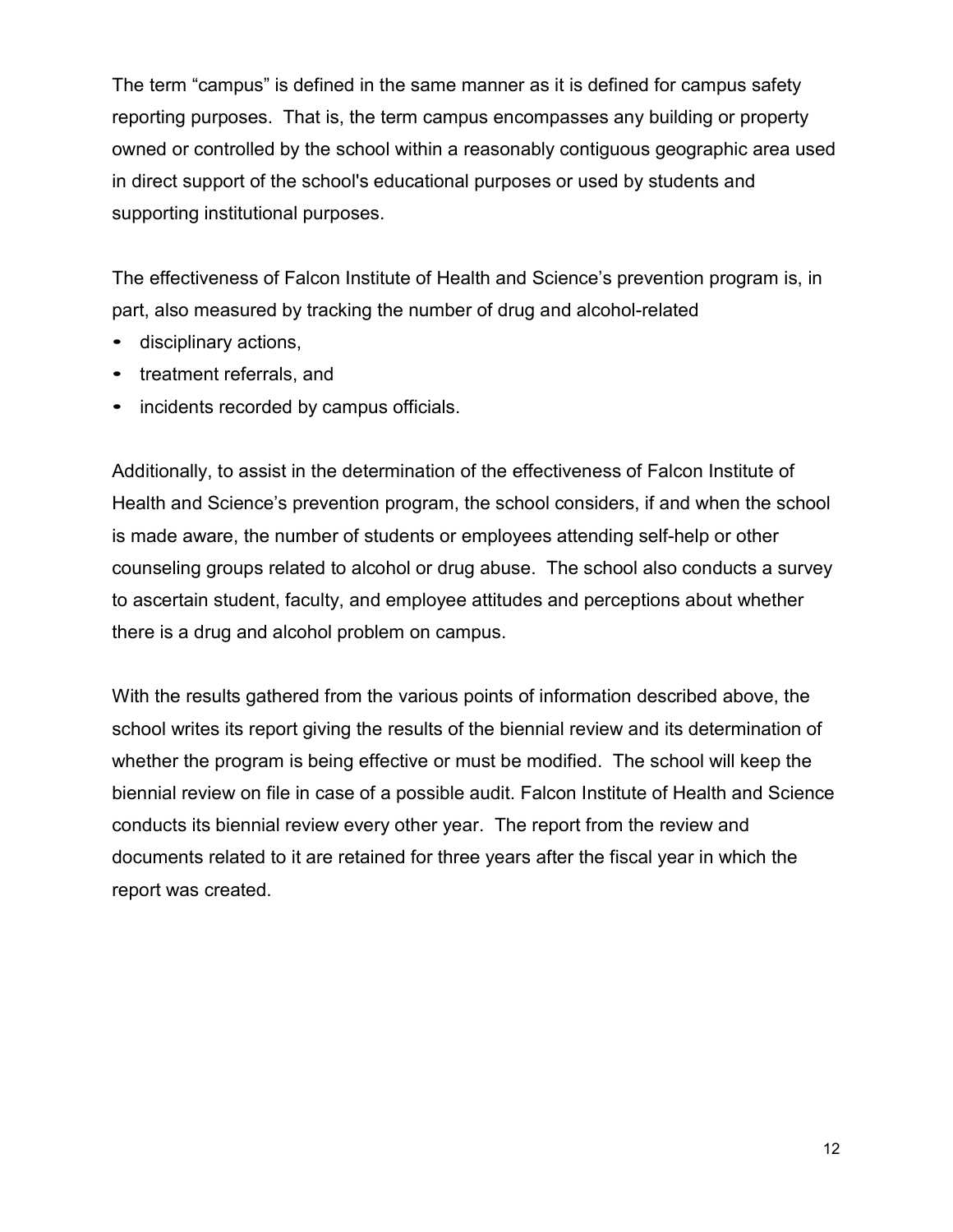The term “campus” is defined in the same manner as it is defined for campus safety reporting purposes. That is, the term campus encompasses any building or property owned or controlled by the school within a reasonably contiguous geographic area used in direct support of the school's educational purposes or used by students and supporting institutional purposes.

The effectiveness of Falcon Institute of Health and Science’s prevention program is, in part, also measured by tracking the number of drug and alcohol-related

- disciplinary actions,
- treatment referrals, and
- incidents recorded by campus officials.

Additionally, to assist in the determination of the effectiveness of Falcon Institute of Health and Science’s prevention program, the school considers, if and when the school is made aware, the number of students or employees attending self-help or other counseling groups related to alcohol or drug abuse. The school also conducts a survey to ascertain student, faculty, and employee attitudes and perceptions about whether there is a drug and alcohol problem on campus.

With the results gathered from the various points of information described above, the school writes its report giving the results of the biennial review and its determination of whether the program is being effective or must be modified. The school will keep the biennial review on file in case of a possible audit. Falcon Institute of Health and Science conducts its biennial review every other year. The report from the review and documents related to it are retained for three years after the fiscal year in which the report was created.